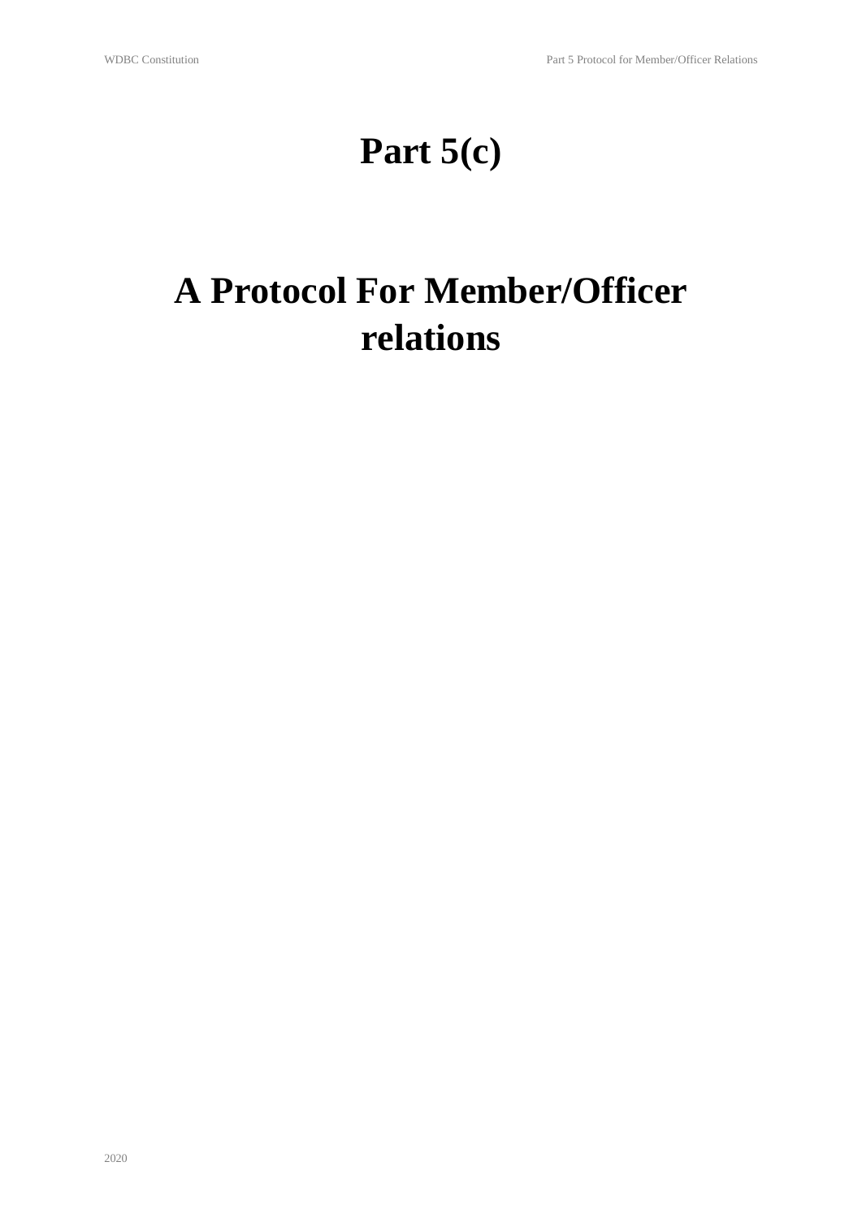# Part 5(c)

# A Protocol For Member/Officer relations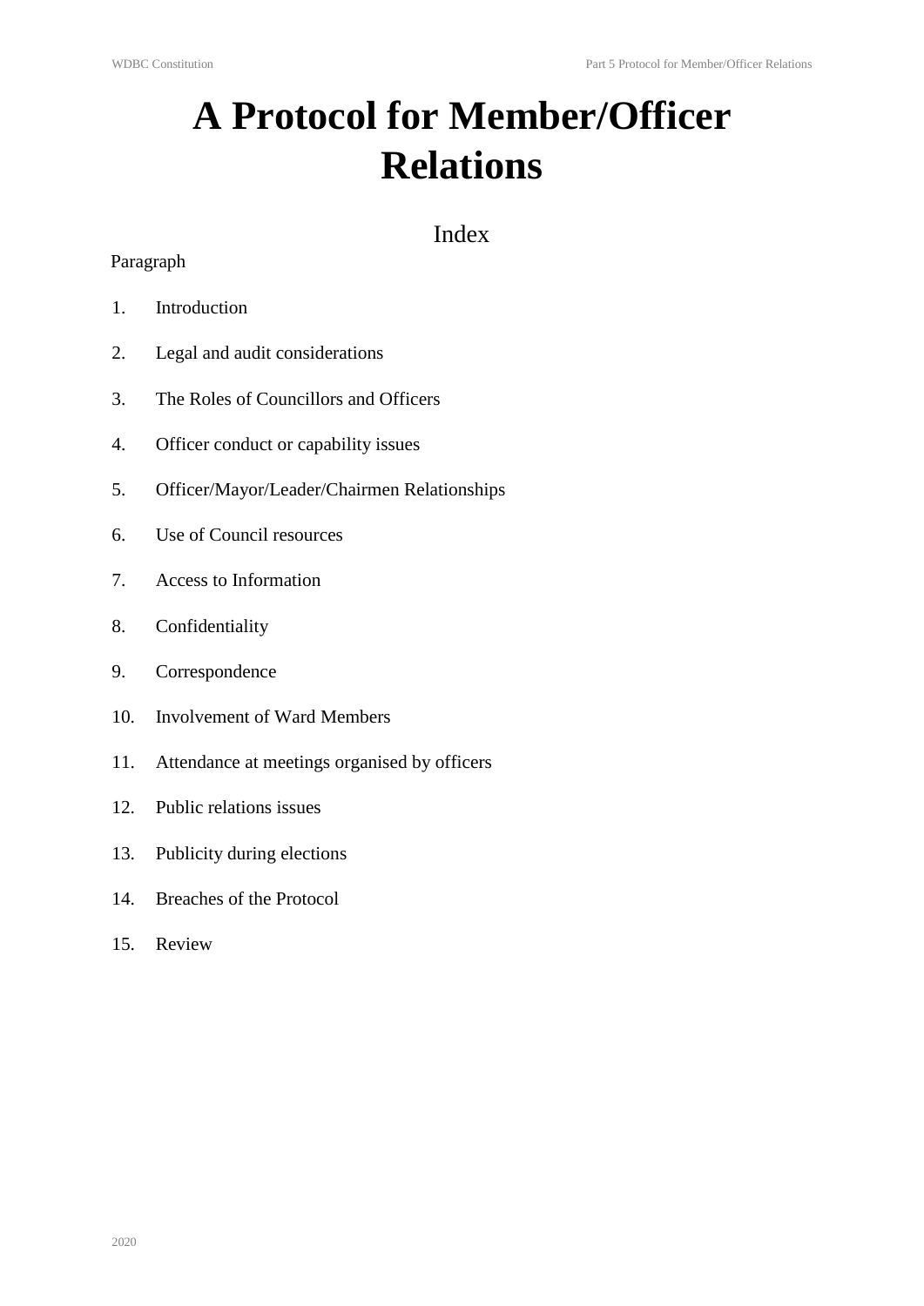# A Protocol for Member/Officer Relations

## Index

Paragraph

1. Introduction
2. Legal and audit considerations
3. The Roles of Councillors and Officers
4. Officer conduct or capability issues
5. Officer/Mayor/Leader/Chairmen Relationships
6. Use of Council resources
7. Access to Information
8. Confidentiality
9. Correspondence
10. Involvement of Ward Members
11. Attendance at meetings organised by officers
12. Public relations issues
13. Publicity during elections
14. Breaches of the Protocol
15. Review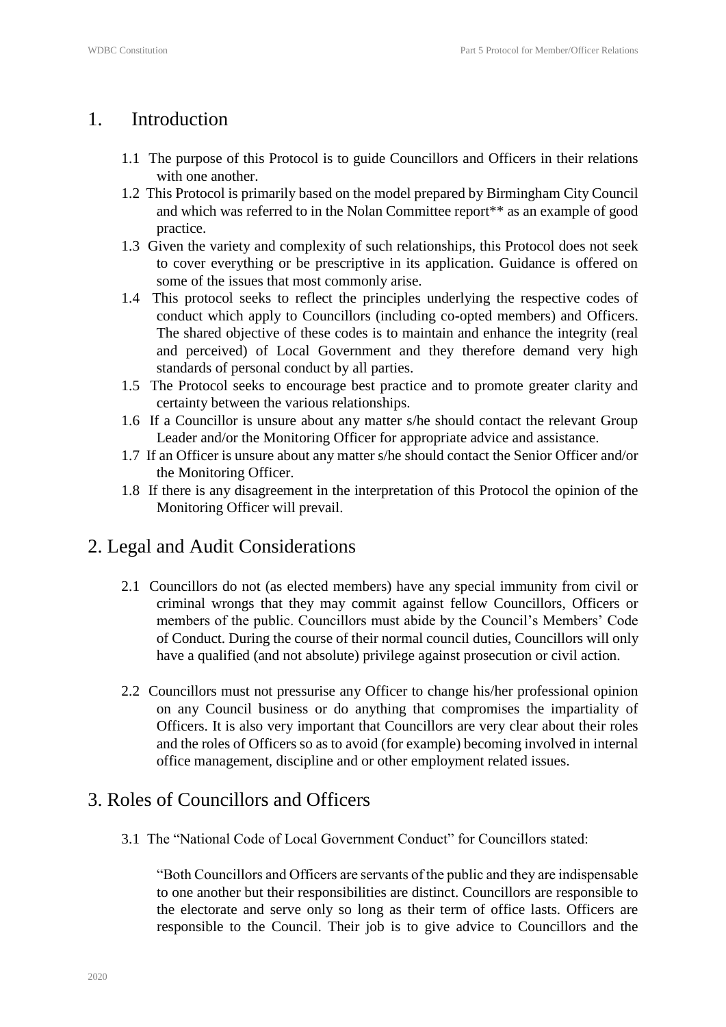# 1. Introduction

1.1 The purpose of this Protocol is to guide Councillors and Officers in their relations with one another.

1.2 This Protocol is primarily based on the model prepared by Birmingham City Council and which was referred to in the Nolan Committee report** as an example of good practice.

1.3 Given the variety and complexity of such relationships, this Protocol does not seek to cover everything or be prescriptive in its application. Guidance is offered on some of the issues that most commonly arise.

1.4 This protocol seeks to reflect the principles underlying the respective codes of conduct which apply to Councillors (including co-opted members) and Officers. The shared objective of these codes is to maintain and enhance the integrity (real and perceived) of Local Government and they therefore demand very high standards of personal conduct by all parties.

1.5 The Protocol seeks to encourage best practice and to promote greater clarity and certainty between the various relationships.

1.6 If a Councillor is unsure about any matter s/he should contact the relevant Group Leader and/or the Monitoring Officer for appropriate advice and assistance.

1.7 If an Officer is unsure about any matter s/he should contact the Senior Officer and/or the Monitoring Officer.

1.8 If there is any disagreement in the interpretation of this Protocol the opinion of the Monitoring Officer will prevail.

# 2. Legal and Audit Considerations

2.1 Councillors do not (as elected members) have any special immunity from civil or criminal wrongs that they may commit against fellow Councillors, Officers or members of the public. Councillors must abide by the Council's Members' Code of Conduct. During the course of their normal council duties, Councillors will only have a qualified (and not absolute) privilege against prosecution or civil action.

2.2 Councillors must not pressurise any Officer to change his/her professional opinion on any Council business or do anything that compromises the impartiality of Officers. It is also very important that Councillors are very clear about their roles and the roles of Officers so as to avoid (for example) becoming involved in internal office management, discipline and or other employment related issues.

# 3. Roles of Councillors and Officers

3.1 The "National Code of Local Government Conduct" for Councillors stated:

"Both Councillors and Officers are servants of the public and they are indispensable to one another but their responsibilities are distinct. Councillors are responsible to the electorate and serve only so long as their term of office lasts. Officers are responsible to the Council. Their job is to give advice to Councillors and the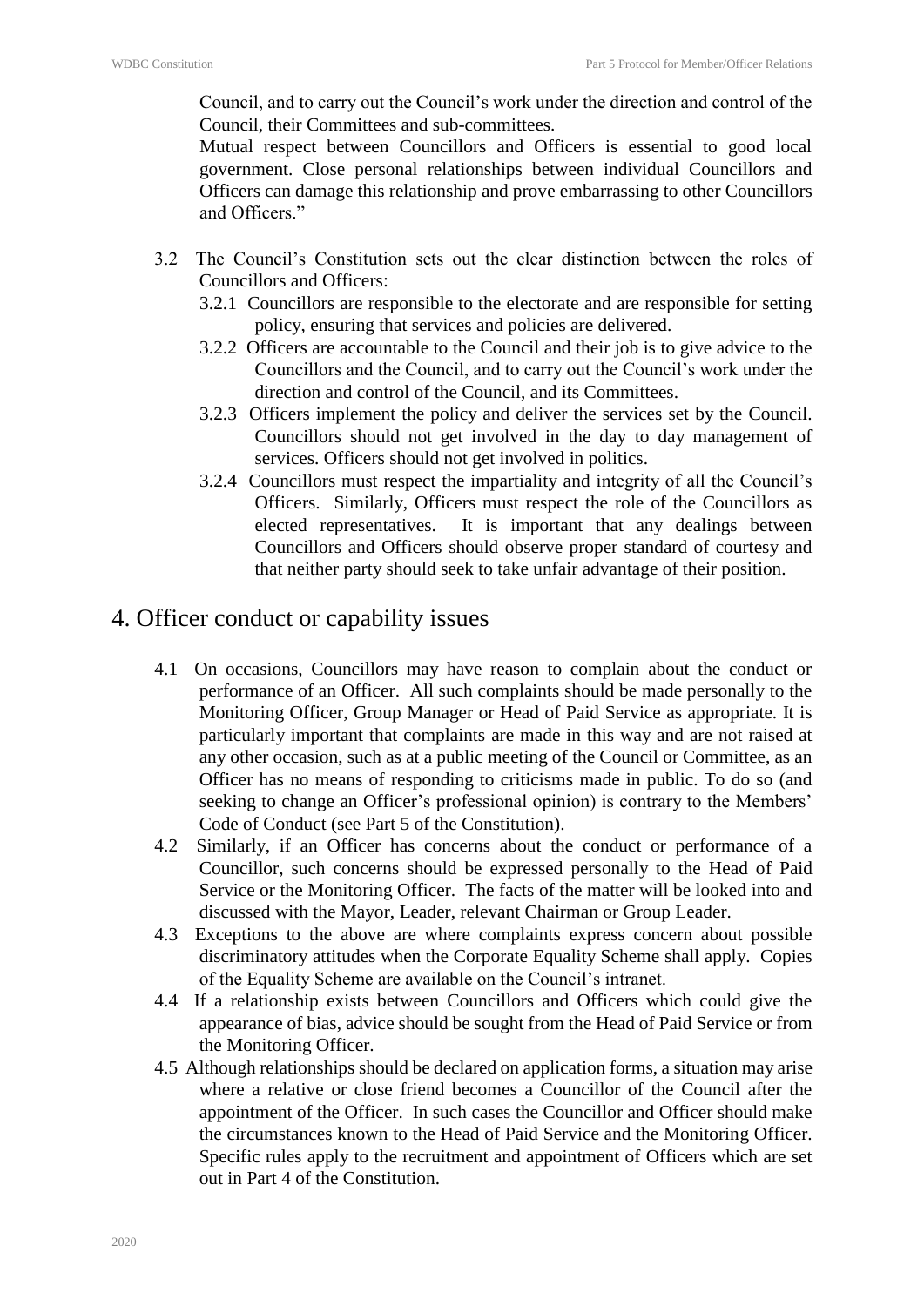Council, and to carry out the Council's work under the direction and control of the Council, their Committees and sub-committees.

Mutual respect between Councillors and Officers is essential to good local government. Close personal relationships between individual Councillors and Officers can damage this relationship and prove embarrassing to other Councillors and Officers."

3.2 The Council's Constitution sets out the clear distinction between the roles of Councillors and Officers:

3.2.1 Councillors are responsible to the electorate and are responsible for setting policy, ensuring that services and policies are delivered.

3.2.2 Officers are accountable to the Council and their job is to give advice to the Councillors and the Council, and to carry out the Council's work under the direction and control of the Council, and its Committees.

3.2.3 Officers implement the policy and deliver the services set by the Council. Councillors should not get involved in the day to day management of services. Officers should not get involved in politics.

3.2.4 Councillors must respect the impartiality and integrity of all the Council's Officers. Similarly, Officers must respect the role of the Councillors as elected representatives. It is important that any dealings between Councillors and Officers should observe proper standard of courtesy and that neither party should seek to take unfair advantage of their position.

# 4. Officer conduct or capability issues

4.1 On occasions, Councillors may have reason to complain about the conduct or performance of an Officer. All such complaints should be made personally to the Monitoring Officer, Group Manager or Head of Paid Service as appropriate. It is particularly important that complaints are made in this way and are not raised at any other occasion, such as at a public meeting of the Council or Committee, as an Officer has no means of responding to criticisms made in public. To do so (and seeking to change an Officer's professional opinion) is contrary to the Members' Code of Conduct (see Part 5 of the Constitution).

4.2 Similarly, if an Officer has concerns about the conduct or performance of a Councillor, such concerns should be expressed personally to the Head of Paid Service or the Monitoring Officer. The facts of the matter will be looked into and discussed with the Mayor, Leader, relevant Chairman or Group Leader.

4.3 Exceptions to the above are where complaints express concern about possible discriminatory attitudes when the Corporate Equality Scheme shall apply. Copies of the Equality Scheme are available on the Council's intranet.

4.4 If a relationship exists between Councillors and Officers which could give the appearance of bias, advice should be sought from the Head of Paid Service or from the Monitoring Officer.

4.5 Although relationships should be declared on application forms, a situation may arise where a relative or close friend becomes a Councillor of the Council after the appointment of the Officer. In such cases the Councillor and Officer should make the circumstances known to the Head of Paid Service and the Monitoring Officer. Specific rules apply to the recruitment and appointment of Officers which are set out in Part 4 of the Constitution.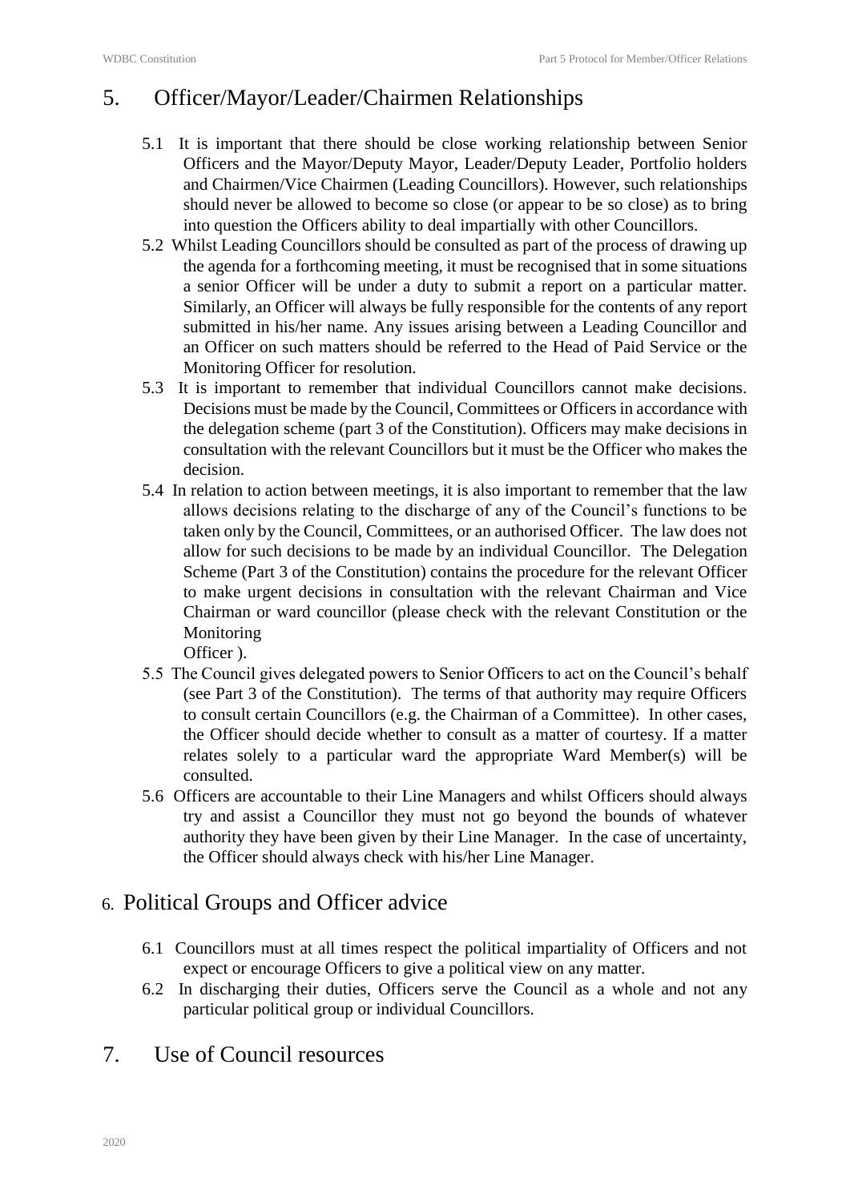## 5. Officer/Mayor/Leader/Chairmen Relationships

5.1 It is important that there should be close working relationship between Senior Officers and the Mayor/Deputy Mayor, Leader/Deputy Leader, Portfolio holders and Chairmen/Vice Chairmen (Leading Councillors). However, such relationships should never be allowed to become so close (or appear to be so close) as to bring into question the Officers ability to deal impartially with other Councillors.

5.2 Whilst Leading Councillors should be consulted as part of the process of drawing up the agenda for a forthcoming meeting, it must be recognised that in some situations a senior Officer will be under a duty to submit a report on a particular matter. Similarly, an Officer will always be fully responsible for the contents of any report submitted in his/her name. Any issues arising between a Leading Councillor and an Officer on such matters should be referred to the Head of Paid Service or the Monitoring Officer for resolution.

5.3 It is important to remember that individual Councillors cannot make decisions. Decisions must be made by the Council, Committees or Officers in accordance with the delegation scheme (part 3 of the Constitution). Officers may make decisions in consultation with the relevant Councillors but it must be the Officer who makes the decision.

5.4 In relation to action between meetings, it is also important to remember that the law allows decisions relating to the discharge of any of the Council's functions to be taken only by the Council, Committees, or an authorised Officer. The law does not allow for such decisions to be made by an individual Councillor. The Delegation Scheme (Part 3 of the Constitution) contains the procedure for the relevant Officer to make urgent decisions in consultation with the relevant Chairman and Vice Chairman or ward councillor (please check with the relevant Constitution or the Monitoring Officer ).

5.5 The Council gives delegated powers to Senior Officers to act on the Council's behalf (see Part 3 of the Constitution). The terms of that authority may require Officers to consult certain Councillors (e.g. the Chairman of a Committee). In other cases, the Officer should decide whether to consult as a matter of courtesy. If a matter relates solely to a particular ward the appropriate Ward Member(s) will be consulted.

5.6 Officers are accountable to their Line Managers and whilst Officers should always try and assist a Councillor they must not go beyond the bounds of whatever authority they have been given by their Line Manager. In the case of uncertainty, the Officer should always check with his/her Line Manager.

## 6. Political Groups and Officer advice

6.1 Councillors must at all times respect the political impartiality of Officers and not expect or encourage Officers to give a political view on any matter.

6.2 In discharging their duties, Officers serve the Council as a whole and not any particular political group or individual Councillors.

## 7. Use of Council resources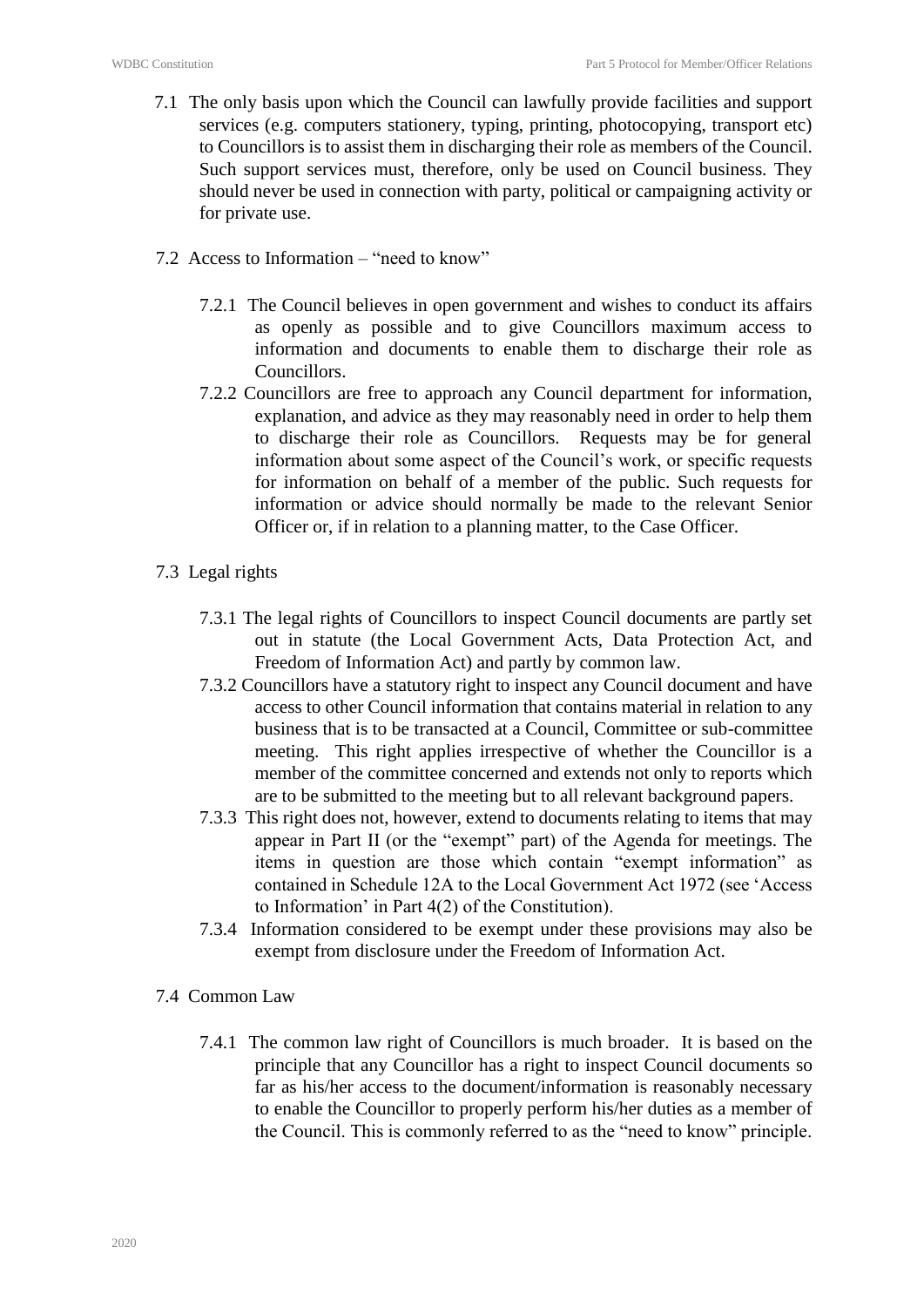7.1 The only basis upon which the Council can lawfully provide facilities and support services (e.g. computers stationery, typing, printing, photocopying, transport etc) to Councillors is to assist them in discharging their role as members of the Council. Such support services must, therefore, only be used on Council business. They should never be used in connection with party, political or campaigning activity or for private use.

7.2 Access to Information – "need to know"

7.2.1 The Council believes in open government and wishes to conduct its affairs as openly as possible and to give Councillors maximum access to information and documents to enable them to discharge their role as Councillors.

7.2.2 Councillors are free to approach any Council department for information, explanation, and advice as they may reasonably need in order to help them to discharge their role as Councillors. Requests may be for general information about some aspect of the Council's work, or specific requests for information on behalf of a member of the public. Such requests for information or advice should normally be made to the relevant Senior Officer or, if in relation to a planning matter, to the Case Officer.

7.3 Legal rights

7.3.1 The legal rights of Councillors to inspect Council documents are partly set out in statute (the Local Government Acts, Data Protection Act, and Freedom of Information Act) and partly by common law.

7.3.2 Councillors have a statutory right to inspect any Council document and have access to other Council information that contains material in relation to any business that is to be transacted at a Council, Committee or sub-committee meeting. This right applies irrespective of whether the Councillor is a member of the committee concerned and extends not only to reports which are to be submitted to the meeting but to all relevant background papers.

7.3.3 This right does not, however, extend to documents relating to items that may appear in Part II (or the "exempt" part) of the Agenda for meetings. The items in question are those which contain "exempt information" as contained in Schedule 12A to the Local Government Act 1972 (see 'Access to Information' in Part 4(2) of the Constitution).

7.3.4 Information considered to be exempt under these provisions may also be exempt from disclosure under the Freedom of Information Act.

7.4 Common Law

7.4.1 The common law right of Councillors is much broader. It is based on the principle that any Councillor has a right to inspect Council documents so far as his/her access to the document/information is reasonably necessary to enable the Councillor to properly perform his/her duties as a member of the Council. This is commonly referred to as the "need to know" principle.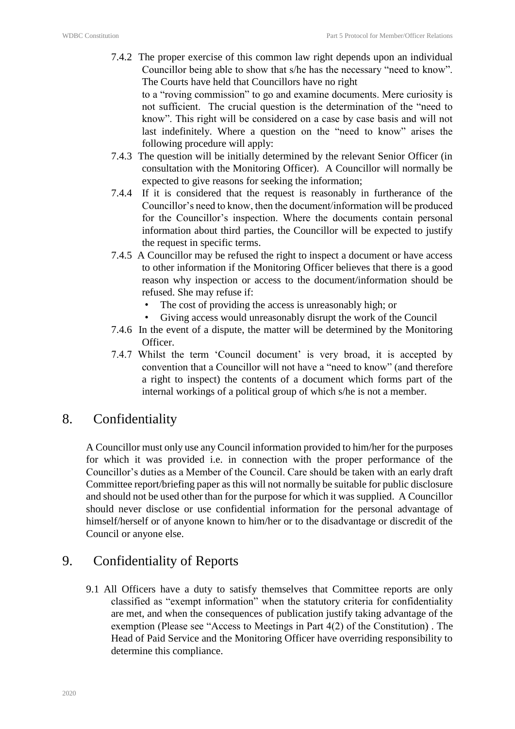7.4.2 The proper exercise of this common law right depends upon an individual Councillor being able to show that s/he has the necessary "need to know". The Courts have held that Councillors have no right to a "roving commission" to go and examine documents. Mere curiosity is not sufficient. The crucial question is the determination of the "need to know". This right will be considered on a case by case basis and will not last indefinitely. Where a question on the "need to know" arises the following procedure will apply:

7.4.3 The question will be initially determined by the relevant Senior Officer (in consultation with the Monitoring Officer). A Councillor will normally be expected to give reasons for seeking the information;

7.4.4 If it is considered that the request is reasonably in furtherance of the Councillor's need to know, then the document/information will be produced for the Councillor's inspection. Where the documents contain personal information about third parties, the Councillor will be expected to justify the request in specific terms.

7.4.5 A Councillor may be refused the right to inspect a document or have access to other information if the Monitoring Officer believes that there is a good reason why inspection or access to the document/information should be refused. She may refuse if:

- The cost of providing the access is unreasonably high; or
- Giving access would unreasonably disrupt the work of the Council

7.4.6 In the event of a dispute, the matter will be determined by the Monitoring Officer.

7.4.7 Whilst the term 'Council document' is very broad, it is accepted by convention that a Councillor will not have a "need to know" (and therefore a right to inspect) the contents of a document which forms part of the internal workings of a political group of which s/he is not a member.

## 8. Confidentiality

A Councillor must only use any Council information provided to him/her for the purposes for which it was provided i.e. in connection with the proper performance of the Councillor's duties as a Member of the Council. Care should be taken with an early draft Committee report/briefing paper as this will not normally be suitable for public disclosure and should not be used other than for the purpose for which it was supplied. A Councillor should never disclose or use confidential information for the personal advantage of himself/herself or of anyone known to him/her or to the disadvantage or discredit of the Council or anyone else.

## 9. Confidentiality of Reports

9.1 All Officers have a duty to satisfy themselves that Committee reports are only classified as "exempt information" when the statutory criteria for confidentiality are met, and when the consequences of publication justify taking advantage of the exemption (Please see "Access to Meetings in Part 4(2) of the Constitution) . The Head of Paid Service and the Monitoring Officer have overriding responsibility to determine this compliance.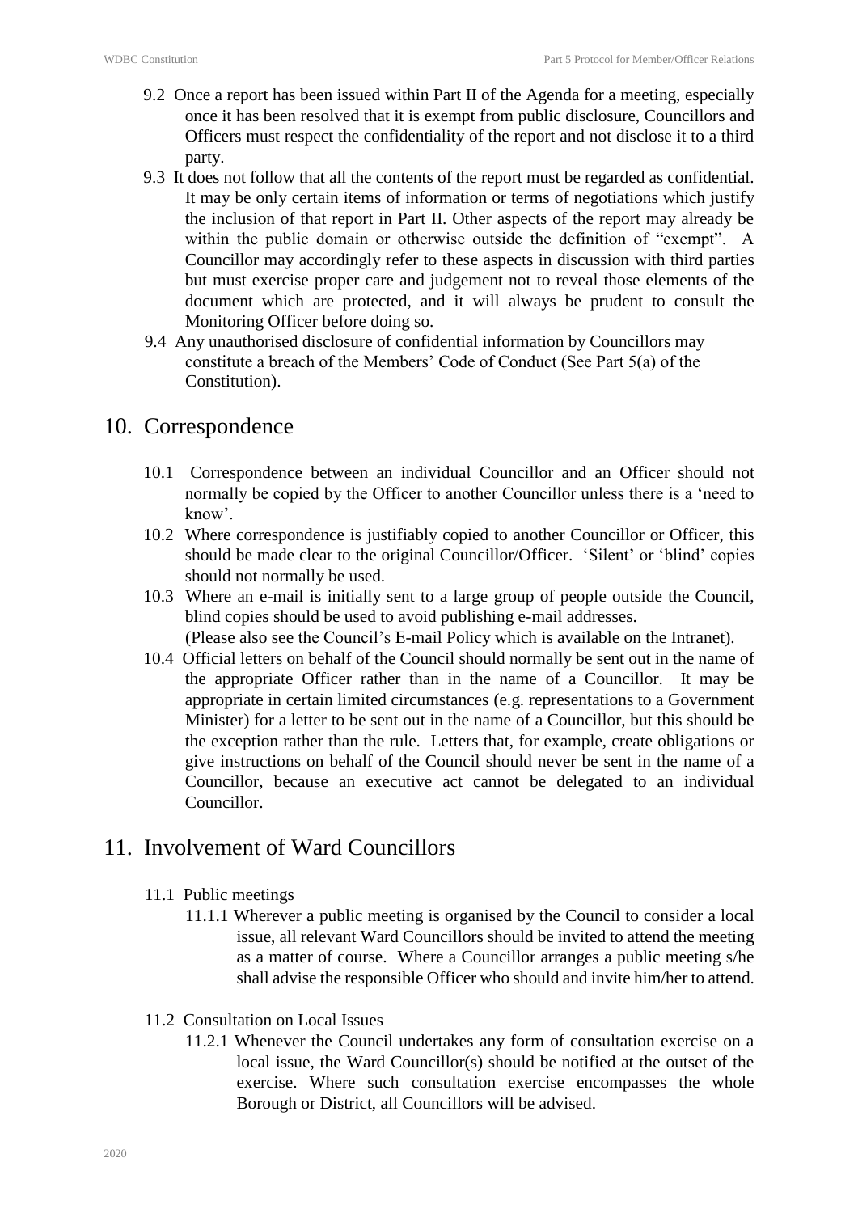9.2 Once a report has been issued within Part II of the Agenda for a meeting, especially once it has been resolved that it is exempt from public disclosure, Councillors and Officers must respect the confidentiality of the report and not disclose it to a third party.

9.3 It does not follow that all the contents of the report must be regarded as confidential. It may be only certain items of information or terms of negotiations which justify the inclusion of that report in Part II. Other aspects of the report may already be within the public domain or otherwise outside the definition of "exempt". A Councillor may accordingly refer to these aspects in discussion with third parties but must exercise proper care and judgement not to reveal those elements of the document which are protected, and it will always be prudent to consult the Monitoring Officer before doing so.

9.4 Any unauthorised disclosure of confidential information by Councillors may constitute a breach of the Members' Code of Conduct (See Part 5(a) of the Constitution).

## 10. Correspondence

10.1 Correspondence between an individual Councillor and an Officer should not normally be copied by the Officer to another Councillor unless there is a 'need to know'.

10.2 Where correspondence is justifiably copied to another Councillor or Officer, this should be made clear to the original Councillor/Officer. 'Silent' or 'blind' copies should not normally be used.

10.3 Where an e-mail is initially sent to a large group of people outside the Council, blind copies should be used to avoid publishing e-mail addresses.
(Please also see the Council's E-mail Policy which is available on the Intranet).

10.4 Official letters on behalf of the Council should normally be sent out in the name of the appropriate Officer rather than in the name of a Councillor. It may be appropriate in certain limited circumstances (e.g. representations to a Government Minister) for a letter to be sent out in the name of a Councillor, but this should be the exception rather than the rule. Letters that, for example, create obligations or give instructions on behalf of the Council should never be sent in the name of a Councillor, because an executive act cannot be delegated to an individual Councillor.

## 11. Involvement of Ward Councillors

11.1 Public meetings

11.1.1 Wherever a public meeting is organised by the Council to consider a local issue, all relevant Ward Councillors should be invited to attend the meeting as a matter of course. Where a Councillor arranges a public meeting s/he shall advise the responsible Officer who should and invite him/her to attend.

11.2 Consultation on Local Issues

11.2.1 Whenever the Council undertakes any form of consultation exercise on a local issue, the Ward Councillor(s) should be notified at the outset of the exercise. Where such consultation exercise encompasses the whole Borough or District, all Councillors will be advised.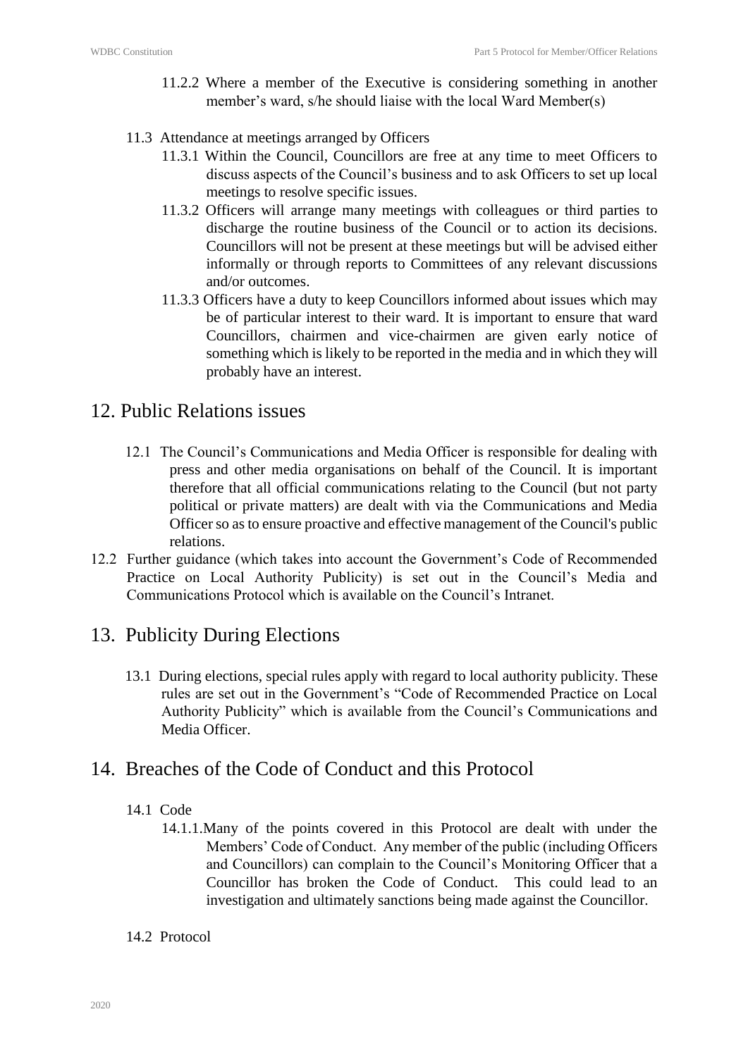11.2.2 Where a member of the Executive is considering something in another member's ward, s/he should liaise with the local Ward Member(s)

11.3 Attendance at meetings arranged by Officers

11.3.1 Within the Council, Councillors are free at any time to meet Officers to discuss aspects of the Council's business and to ask Officers to set up local meetings to resolve specific issues.

11.3.2 Officers will arrange many meetings with colleagues or third parties to discharge the routine business of the Council or to action its decisions. Councillors will not be present at these meetings but will be advised either informally or through reports to Committees of any relevant discussions and/or outcomes.

11.3.3 Officers have a duty to keep Councillors informed about issues which may be of particular interest to their ward. It is important to ensure that ward Councillors, chairmen and vice-chairmen are given early notice of something which is likely to be reported in the media and in which they will probably have an interest.

# 12. Public Relations issues

12.1 The Council's Communications and Media Officer is responsible for dealing with press and other media organisations on behalf of the Council. It is important therefore that all official communications relating to the Council (but not party political or private matters) are dealt with via the Communications and Media Officer so as to ensure proactive and effective management of the Council's public relations.

12.2 Further guidance (which takes into account the Government's Code of Recommended Practice on Local Authority Publicity) is set out in the Council's Media and Communications Protocol which is available on the Council's Intranet.

# 13. Publicity During Elections

13.1 During elections, special rules apply with regard to local authority publicity. These rules are set out in the Government's "Code of Recommended Practice on Local Authority Publicity" which is available from the Council's Communications and Media Officer.

# 14. Breaches of the Code of Conduct and this Protocol

14.1 Code

14.1.1. Many of the points covered in this Protocol are dealt with under the Members' Code of Conduct. Any member of the public (including Officers and Councillors) can complain to the Council's Monitoring Officer that a Councillor has broken the Code of Conduct. This could lead to an investigation and ultimately sanctions being made against the Councillor.

14.2 Protocol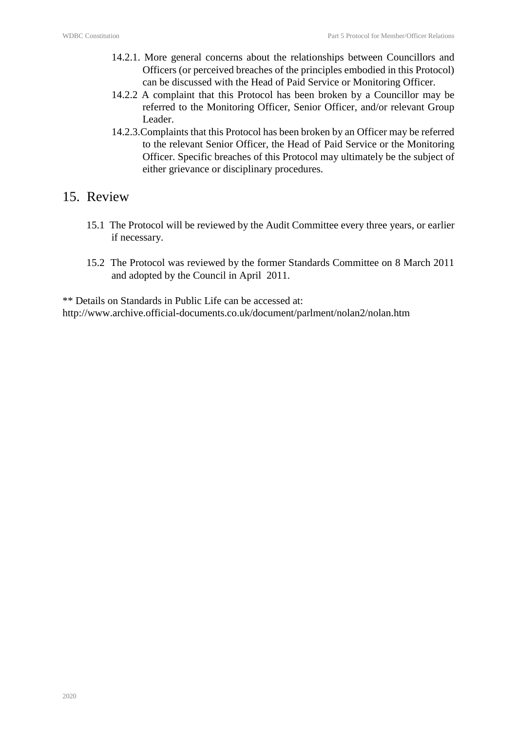14.2.1. More general concerns about the relationships between Councillors and Officers (or perceived breaches of the principles embodied in this Protocol) can be discussed with the Head of Paid Service or Monitoring Officer.

14.2.2 A complaint that this Protocol has been broken by a Councillor may be referred to the Monitoring Officer, Senior Officer, and/or relevant Group Leader.

14.2.3.Complaints that this Protocol has been broken by an Officer may be referred to the relevant Senior Officer, the Head of Paid Service or the Monitoring Officer. Specific breaches of this Protocol may ultimately be the subject of either grievance or disciplinary procedures.

## 15. Review

15.1 The Protocol will be reviewed by the Audit Committee every three years, or earlier if necessary.

15.2 The Protocol was reviewed by the former Standards Committee on 8 March 2011 and adopted by the Council in April 2011.

** Details on Standards in Public Life can be accessed at:
http://www.archive.official-documents.co.uk/document/parlment/nolan2/nolan.htm